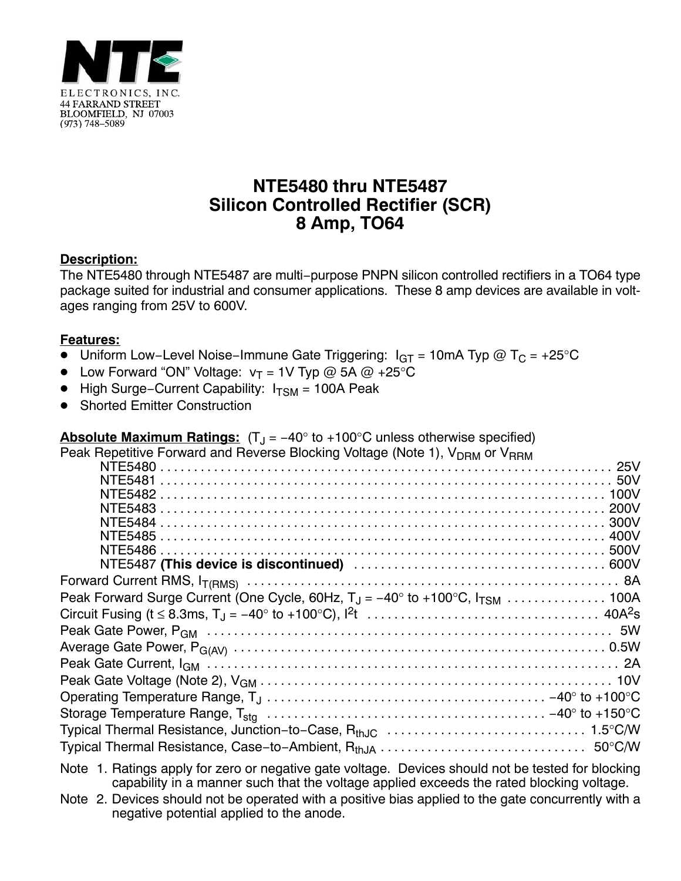NTE ELECTRONICS, INC.
44 FARRAND STREET
BLOOMFIELD, NJ 07003
(973) 748–5089

# NTE5480 thru NTE5487
# Silicon Controlled Rectifier (SCR)
# 8 Amp, TO64

**Description:**

The NTE5480 through NTE5487 are multi–purpose PNPN silicon controlled rectifiers in a TO64 type package suited for industrial and consumer applications. These 8 amp devices are available in voltages ranging from 25V to 600V.

**Features:**

- Uniform Low–Level Noise–Immune Gate Triggering: $I_{GT}$ = 10mA Typ @ $T_C$ = +25°C
- Low Forward "ON" Voltage: $v_T$ = 1V Typ @ 5A @ +25°C
- High Surge–Current Capability: $I_{TSM}$ = 100A Peak
- Shorted Emitter Construction

**Absolute Maximum Ratings:** ($T_J$ = −40° to +100°C unless otherwise specified)

Peak Repetitive Forward and Reverse Blocking Voltage (Note 1), $V_{DRM}$ or $V_{RRM}$

- NTE5480 . . . . . 25V
- NTE5481 . . . . . 50V
- NTE5482 . . . . . 100V
- NTE5483 . . . . . 200V
- NTE5484 . . . . . 300V
- NTE5485 . . . . . 400V
- NTE5486 . . . . . 500V
- NTE5487 **(This device is discontinued)** . . . . . 600V

Forward Current RMS, $I_{T(RMS)}$ . . . . . 8A

Peak Forward Surge Current (One Cycle, 60Hz, $T_J$ = −40° to +100°C, $I_{TSM}$ . . . . . 100A

Circuit Fusing (t ≤ 8.3ms, $T_J$ = −40° to +100°C), $I^2t$ . . . . . 40A$^2$s

Peak Gate Power, $P_{GM}$ . . . . . 5W

Average Gate Power, $P_{G(AV)}$ . . . . . 0.5W

Peak Gate Current, $I_{GM}$ . . . . . 2A

Peak Gate Voltage (Note 2), $V_{GM}$ . . . . . 10V

Operating Temperature Range, $T_J$ . . . . . −40° to +100°C

Storage Temperature Range, $T_{stg}$ . . . . . −40° to +150°C

Typical Thermal Resistance, Junction–to–Case, $R_{thJC}$ . . . . . 1.5°C/W

Typical Thermal Resistance, Case–to–Ambient, $R_{thJA}$ . . . . . 50°C/W

Note 1. Ratings apply for zero or negative gate voltage. Devices should not be tested for blocking capability in a manner such that the voltage applied exceeds the rated blocking voltage.

Note 2. Devices should not be operated with a positive bias applied to the gate concurrently with a negative potential applied to the anode.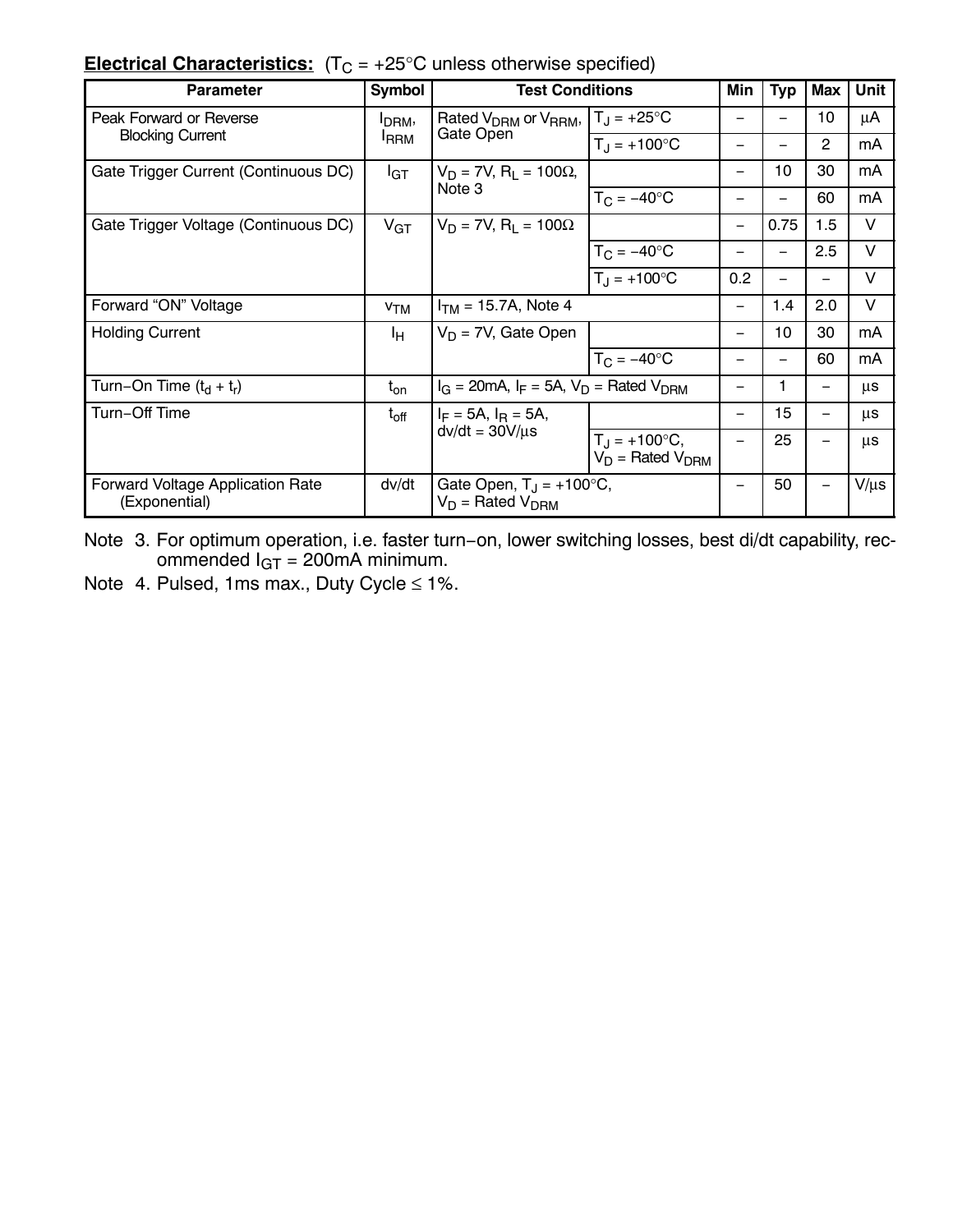**Electrical Characteristics:** ($T_C$ = +25°C unless otherwise specified)

| Parameter | Symbol | Test Conditions | | Min | Typ | Max | Unit |
|---|---|---|---|---|---|---|---|
| Peak Forward or Reverse Blocking Current | $I_{DRM}$, $I_{RRM}$ | Rated $V_{DRM}$ or $V_{RRM}$, Gate Open | $T_J$ = +25°C | – | – | 10 | μA |
| | | | $T_J$ = +100°C | – | – | 2 | mA |
| Gate Trigger Current (Continuous DC) | $I_{GT}$ | $V_D$ = 7V, $R_L$ = 100Ω, Note 3 | | – | 10 | 30 | mA |
| | | | $T_C$ = −40°C | – | – | 60 | mA |
| Gate Trigger Voltage (Continuous DC) | $V_{GT}$ | $V_D$ = 7V, $R_L$ = 100Ω | | – | 0.75 | 1.5 | V |
| | | | $T_C$ = −40°C | – | – | 2.5 | V |
| | | | $T_J$ = +100°C | 0.2 | – | – | V |
| Forward "ON" Voltage | $v_{TM}$ | $I_{TM}$ = 15.7A, Note 4 | | – | 1.4 | 2.0 | V |
| Holding Current | $I_H$ | $V_D$ = 7V, Gate Open | | – | 10 | 30 | mA |
| | | | $T_C$ = −40°C | – | – | 60 | mA |
| Turn−On Time ($t_d$ + $t_r$) | $t_{on}$ | $I_G$ = 20mA, $I_F$ = 5A, $V_D$ = Rated $V_{DRM}$ | | – | 1 | – | μs |
| Turn−Off Time | $t_{off}$ | $I_F$ = 5A, $I_R$ = 5A, dv/dt = 30V/μs | | – | 15 | – | μs |
| | | | $T_J$ = +100°C, $V_D$ = Rated $V_{DRM}$ | – | 25 | – | μs |
| Forward Voltage Application Rate (Exponential) | dv/dt | Gate Open, $T_J$ = +100°C, $V_D$ = Rated $V_{DRM}$ | | – | 50 | – | V/μs |

Note 3. For optimum operation, i.e. faster turn−on, lower switching losses, best di/dt capability, recommended $I_{GT}$ = 200mA minimum.

Note 4. Pulsed, 1ms max., Duty Cycle ≤ 1%.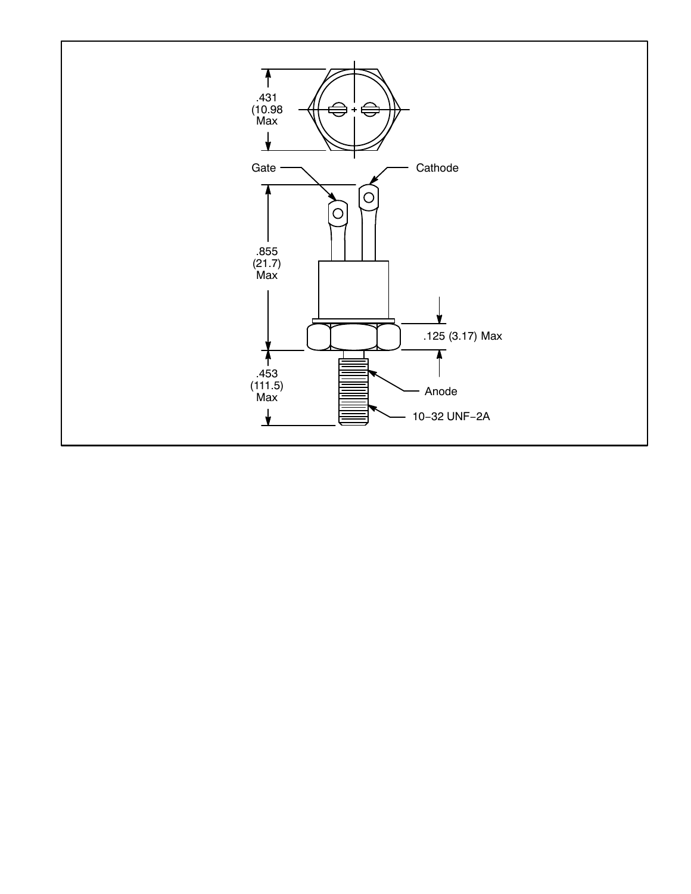.431
(10.98
Max

Gate

Cathode

.855
(21.7)
Max

.125 (3.17) Max

.453
(111.5)
Max

Anode

10−32 UNF−2A